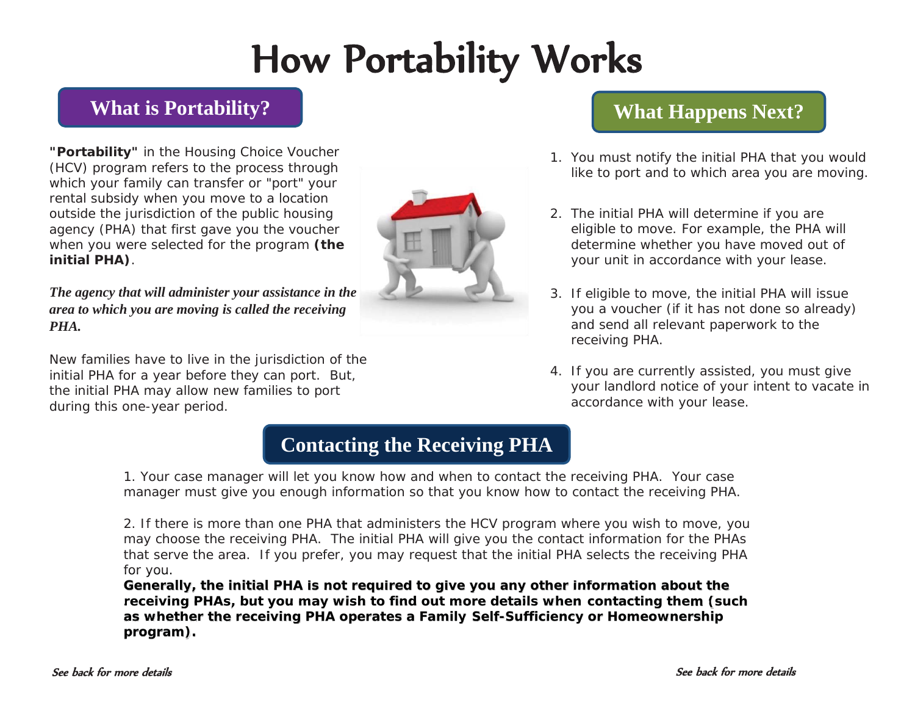# How Portability Works

## What is Portability?

**"Portability"** in the Housing Choice Voucher (HCV) program refers to the process through which your family can transfer or "port" your rental subsidy when you move to a location outside the jurisdiction of the public housing agency (PHA) that first gave you the voucher when you were selected for the program **(the initial PHA)**.

***The agency that will administer your assistance in the area to which you are moving is called the receiving PHA.***

New families have to live in the jurisdiction of the initial PHA for a year before they can port. But, the initial PHA may allow new families to port during this one-year period.

## What Happens Next?

1. You must notify the initial PHA that you would like to port and to which area you are moving.
2. The initial PHA will determine if you are eligible to move. For example, the PHA will determine whether you have moved out of your unit in accordance with your lease.
3. If eligible to move, the initial PHA will issue you a voucher (if it has not done so already) and send all relevant paperwork to the receiving PHA.
4. If you are currently assisted, you must give your landlord notice of your intent to vacate in accordance with your lease.

## Contacting the Receiving PHA

1. Your case manager will let you know how and when to contact the receiving PHA. Your case manager must give you enough information so that you know how to contact the receiving PHA.

2. If there is more than one PHA that administers the HCV program where you wish to move, you may choose the receiving PHA. The initial PHA will give you the contact information for the PHAs that serve the area. If you prefer, you may request that the initial PHA selects the receiving PHA for you.
**Generally, the initial PHA is not required to give you any other information about the receiving PHAs, but you may wish to find out more details when contacting them (such as whether the receiving PHA operates a Family Self-Sufficiency or Homeownership program).**

*See back for more details*

*See back for more details*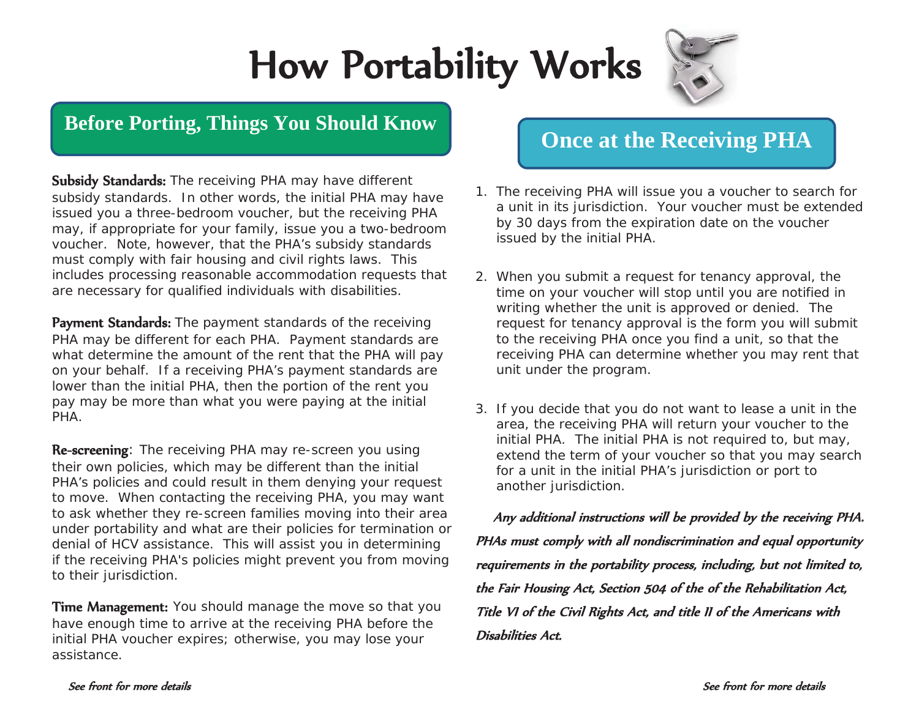# How Portability Works

## Before Porting, Things You Should Know

**Subsidy Standards:** The receiving PHA may have different subsidy standards. In other words, the initial PHA may have issued you a three-bedroom voucher, but the receiving PHA may, if appropriate for your family, issue you a two-bedroom voucher. Note, however, that the PHA's subsidy standards must comply with fair housing and civil rights laws. This includes processing reasonable accommodation requests that are necessary for qualified individuals with disabilities.

**Payment Standards:** The payment standards of the receiving PHA may be different for each PHA. Payment standards are what determine the amount of the rent that the PHA will pay on your behalf. If a receiving PHA's payment standards are lower than the initial PHA, then the portion of the rent you pay may be more than what you were paying at the initial PHA.

**Re-screening**: The receiving PHA may re-screen you using their own policies, which may be different than the initial PHA's policies and could result in them denying your request to move. When contacting the receiving PHA, you may want to ask whether they re-screen families moving into their area under portability and what are their policies for termination or denial of HCV assistance. This will assist you in determining if the receiving PHA's policies might prevent you from moving to their jurisdiction.

**Time Management:** You should manage the move so that you have enough time to arrive at the receiving PHA before the initial PHA voucher expires; otherwise, you may lose your assistance.

*See front for more details*

## Once at the Receiving PHA

1. The receiving PHA will issue you a voucher to search for a unit in its jurisdiction. Your voucher must be extended by 30 days from the expiration date on the voucher issued by the initial PHA.

2. When you submit a request for tenancy approval, the time on your voucher will stop until you are notified in writing whether the unit is approved or denied. The request for tenancy approval is the form you will submit to the receiving PHA once you find a unit, so that the receiving PHA can determine whether you may rent that unit under the program.

3. If you decide that you do not want to lease a unit in the area, the receiving PHA will return your voucher to the initial PHA. The initial PHA is not required to, but may, extend the term of your voucher so that you may search for a unit in the initial PHA's jurisdiction or port to another jurisdiction.

***Any additional instructions will be provided by the receiving PHA. PHAs must comply with all nondiscrimination and equal opportunity requirements in the portability process, including, but not limited to, the Fair Housing Act, Section 504 of the of the Rehabilitation Act, Title VI of the Civil Rights Act, and title II of the Americans with Disabilities Act.***

*See front for more details*